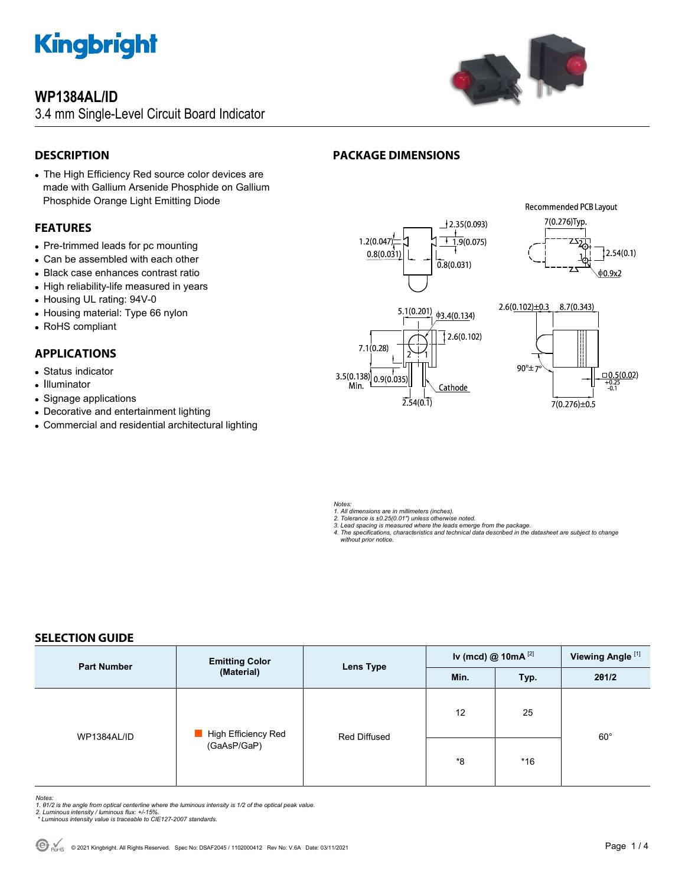# WP1384AL/ID

3.4 mm Single-Level Circuit Board Indicator

## DESCRIPTION

- The High Efficiency Red source color devices are made with Gallium Arsenide Phosphide on Gallium Phosphide Orange Light Emitting Diode

## FEATURES

- Pre-trimmed leads for pc mounting
- Can be assembled with each other
- Black case enhances contrast ratio
- High reliability-life measured in years
- Housing UL rating: 94V-0
- Housing material: Type 66 nylon
- RoHS compliant

## APPLICATIONS

- Status indicator
- Illuminator
- Signage applications
- Decorative and entertainment lighting
- Commercial and residential architectural lighting

## PACKAGE DIMENSIONS

Recommended PCB Layout

7(0.276)Typ.
2.54(0.1)
ϕ0.9x2

1.2(0.047)
0.8(0.031)
2.35(0.093)
1.9(0.075)
0.8(0.031)

5.1(0.201)
ϕ3.4(0.134)
2.6(0.102)
7.1(0.28)
3.5(0.138) Min.
0.9(0.035)
Cathode
2.54(0.1)

2.6(0.102)±0.3
8.7(0.343)
90°± 7°
□0.5(0.02) +0.25 -0.1
7(0.276)±0.5

*Notes:*
*1. All dimensions are in millimeters (inches).*
*2. Tolerance is ±0.25(0.01") unless otherwise noted.*
*3. Lead spacing is measured where the leads emerge from the package.*
*4. The specifications, characteristics and technical data described in the datasheet are subject to change without prior notice.*

## SELECTION GUIDE

| Part Number | Emitting Color (Material) | Lens Type | Iv (mcd) @ 10mA [2] | | Viewing Angle [1] |
|---|---|---|---|---|---|
| | | | Min. | Typ. | 2θ1/2 |
| WP1384AL/ID | High Efficiency Red (GaAsP/GaP) | Red Diffused | 12 | 25 | 60° |
| | | | *8 | *16 | |

*Notes:*
*1. θ1/2 is the angle from optical centerline where the luminous intensity is 1/2 of the optical peak value.*
*2. Luminous intensity / luminous flux: +/-15%.*
*\* Luminous intensity value is traceable to CIE127-2007 standards.*

© 2021 Kingbright. All Rights Reserved. Spec No: DSAF2045 / 1102000412 Rev No: V.6A Date: 03/11/2021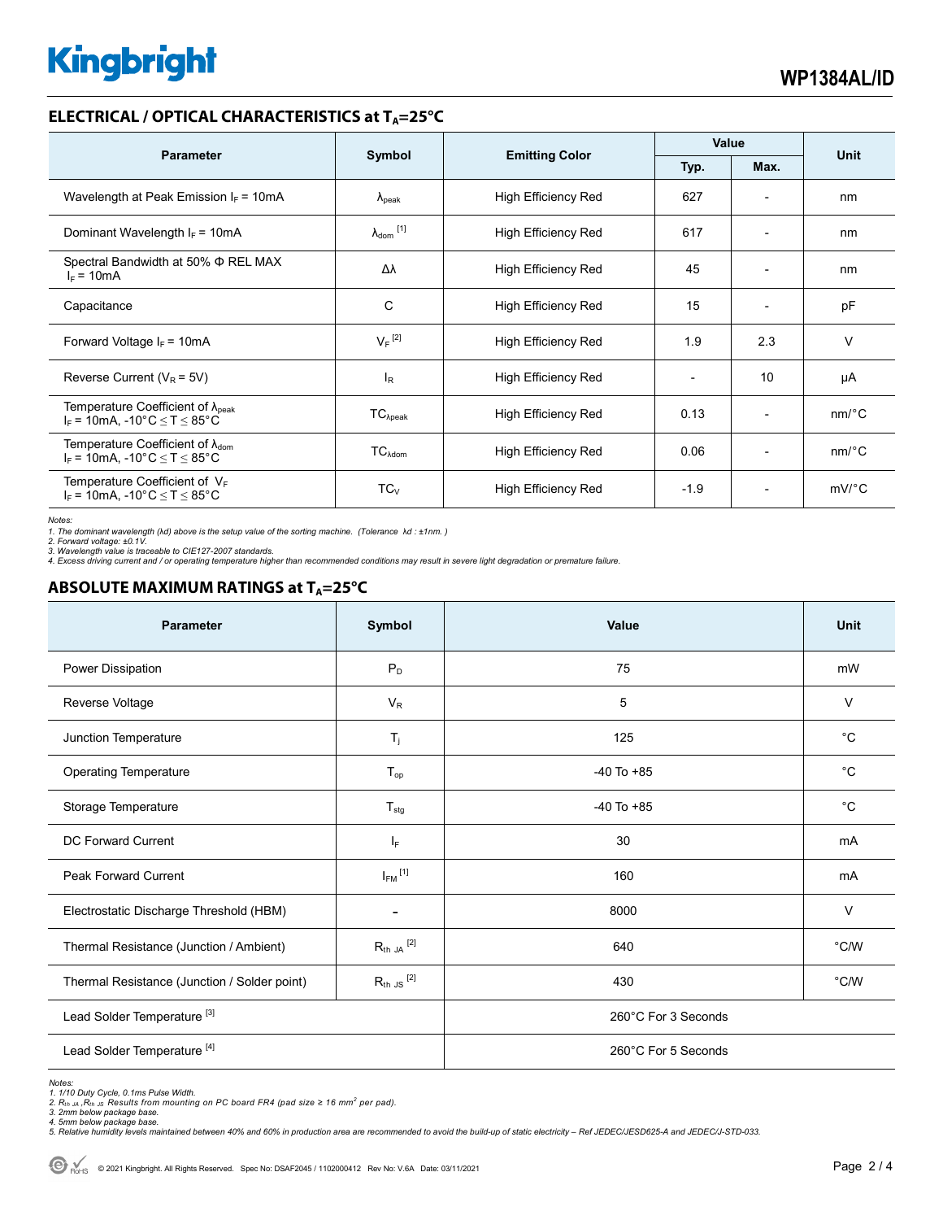## ELECTRICAL / OPTICAL CHARACTERISTICS at $T_A$=25°C

| Parameter | Symbol | Emitting Color | Value | | Unit |
|---|---|---|---|---|---|
| | | | Typ. | Max. | |
| Wavelength at Peak Emission $I_F$ = 10mA | $\lambda_{peak}$ | High Efficiency Red | 627 | - | nm |
| Dominant Wavelength $I_F$ = 10mA | $\lambda_{dom}$ [1] | High Efficiency Red | 617 | - | nm |
| Spectral Bandwidth at 50% Φ REL MAX $I_F$ = 10mA | Δλ | High Efficiency Red | 45 | - | nm |
| Capacitance | C | High Efficiency Red | 15 | - | pF |
| Forward Voltage $I_F$ = 10mA | $V_F$ [2] | High Efficiency Red | 1.9 | 2.3 | V |
| Reverse Current ($V_R$ = 5V) | $I_R$ | High Efficiency Red | - | 10 | μA |
| Temperature Coefficient of $\lambda_{peak}$ $I_F$ = 10mA, -10°C ≤ T ≤ 85°C | $TC_{\lambda peak}$ | High Efficiency Red | 0.13 | - | nm/°C |
| Temperature Coefficient of $\lambda_{dom}$ $I_F$ = 10mA, -10°C ≤ T ≤ 85°C | $TC_{\lambda dom}$ | High Efficiency Red | 0.06 | - | nm/°C |
| Temperature Coefficient of $V_F$ $I_F$ = 10mA, -10°C ≤ T ≤ 85°C | $TC_V$ | High Efficiency Red | -1.9 | - | mV/°C |

*Notes:*
*1. The dominant wavelength (λd) above is the setup value of the sorting machine. (Tolerance λd : ±1nm. )*
*2. Forward voltage: ±0.1V.*
*3. Wavelength value is traceable to CIE127-2007 standards.*
*4. Excess driving current and / or operating temperature higher than recommended conditions may result in severe light degradation or premature failure.*

## ABSOLUTE MAXIMUM RATINGS at $T_A$=25°C

| Parameter | Symbol | Value | Unit |
|---|---|---|---|
| Power Dissipation | $P_D$ | 75 | mW |
| Reverse Voltage | $V_R$ | 5 | V |
| Junction Temperature | $T_j$ | 125 | °C |
| Operating Temperature | $T_{op}$ | -40 To +85 | °C |
| Storage Temperature | $T_{stg}$ | -40 To +85 | °C |
| DC Forward Current | $I_F$ | 30 | mA |
| Peak Forward Current | $I_{FM}$ [1] | 160 | mA |
| Electrostatic Discharge Threshold (HBM) | - | 8000 | V |
| Thermal Resistance (Junction / Ambient) | $R_{th\ JA}$ [2] | 640 | °C/W |
| Thermal Resistance (Junction / Solder point) | $R_{th\ JS}$ [2] | 430 | °C/W |
| Lead Solder Temperature [3] | | 260°C For 3 Seconds | |
| Lead Solder Temperature [4] | | 260°C For 5 Seconds | |

*Notes:*
*1. 1/10 Duty Cycle, 0.1ms Pulse Width.*
*2. $R_{th\ JA}$ ,$R_{th\ JS}$ Results from mounting on PC board FR4 (pad size ≥ 16 $mm^2$ per pad).*
*3. 2mm below package base.*
*4. 5mm below package base.*
*5. Relative humidity levels maintained between 40% and 60% in production area are recommended to avoid the build-up of static electricity – Ref JEDEC/JESD625-A and JEDEC/J-STD-033.*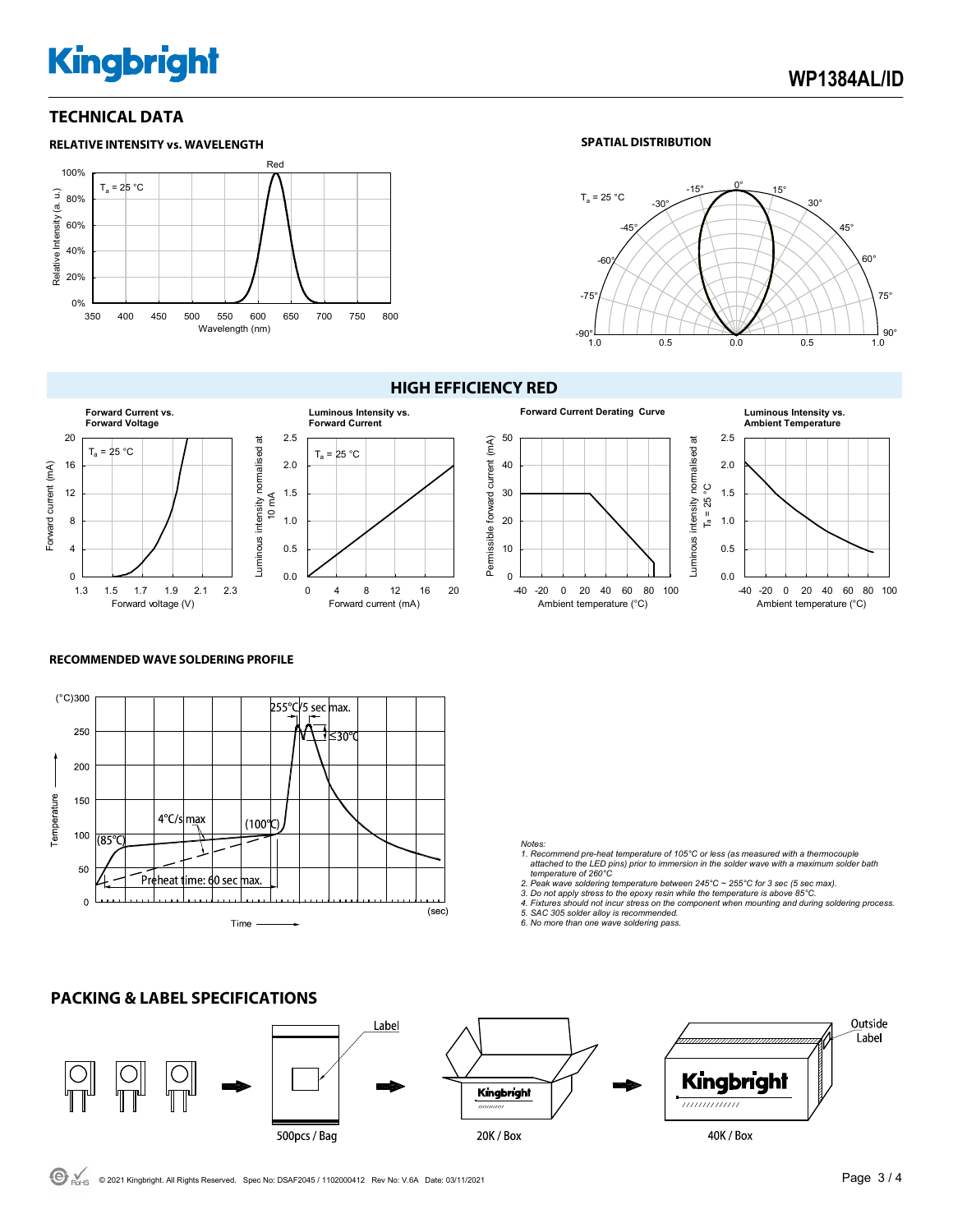## TECHNICAL DATA

### RELATIVE INTENSITY vs. WAVELENGTH

Red

$T_a$ = 25 °C

Relative Intensity (a. u.)

100%
80%
60%
40%
20%
0%

350 400 450 500 550 600 650 700 750 800

Wavelength (nm)

### SPATIAL DISTRIBUTION

$T_a$ = 25 °C

0° 15° 30° 45° 60° 75° 90°
-15° -30° -45° -60° -75° -90°

1.0 0.5 0.0 0.5 1.0

## HIGH EFFICIENCY RED

**Forward Current vs. Forward Voltage**

$T_a$ = 25 °C

Forward current (mA)

20 16 12 8 4 0

1.3 1.5 1.7 1.9 2.1 2.3

Forward voltage (V)

**Luminous Intensity vs. Forward Current**

$T_a$ = 25 °C

Luminous intensity normalised at 10 mA

2.5 2.0 1.5 1.0 0.5 0.0

0 4 8 12 16 20

Forward current (mA)

**Forward Current Derating Curve**

Permissible forward current (mA)

50 40 30 20 10 0

-40 -20 0 20 40 60 80 100

Ambient temperature (°C)

**Luminous Intensity vs. Ambient Temperature**

Luminous intensity normalised at $T_a$ = 25 °C

2.5 2.0 1.5 1.0 0.5 0.0

-40 -20 0 20 40 60 80 100

Ambient temperature (°C)

### RECOMMENDED WAVE SOLDERING PROFILE

(°C)300 250 200 150 100 50 0

Temperature

255°C/5 sec max.

≤30°C

4°C/s max

(100°C)

(85°C)

Preheat time: 60 sec max.

Time

(sec)

*Notes:*
1. *Recommend pre-heat temperature of 105°C or less (as measured with a thermocouple attached to the LED pins) prior to immersion in the solder wave with a maximum solder bath temperature of 260°C*
2. *Peak wave soldering temperature between 245°C ~ 255°C for 3 sec (5 sec max).*
3. *Do not apply stress to the epoxy resin while the temperature is above 85°C.*
4. *Fixtures should not incur stress on the component when mounting and during soldering process.*
5. *SAC 305 solder alloy is recommended.*
6. *No more than one wave soldering pass.*

## PACKING & LABEL SPECIFICATIONS

Label

500pcs / Bag

Kingbright

20K / Box

Outside Label

Kingbright

40K / Box

© 2021 Kingbright. All Rights Reserved. Spec No: DSAF2045 / 1102000412 Rev No: V.6A Date: 03/11/2021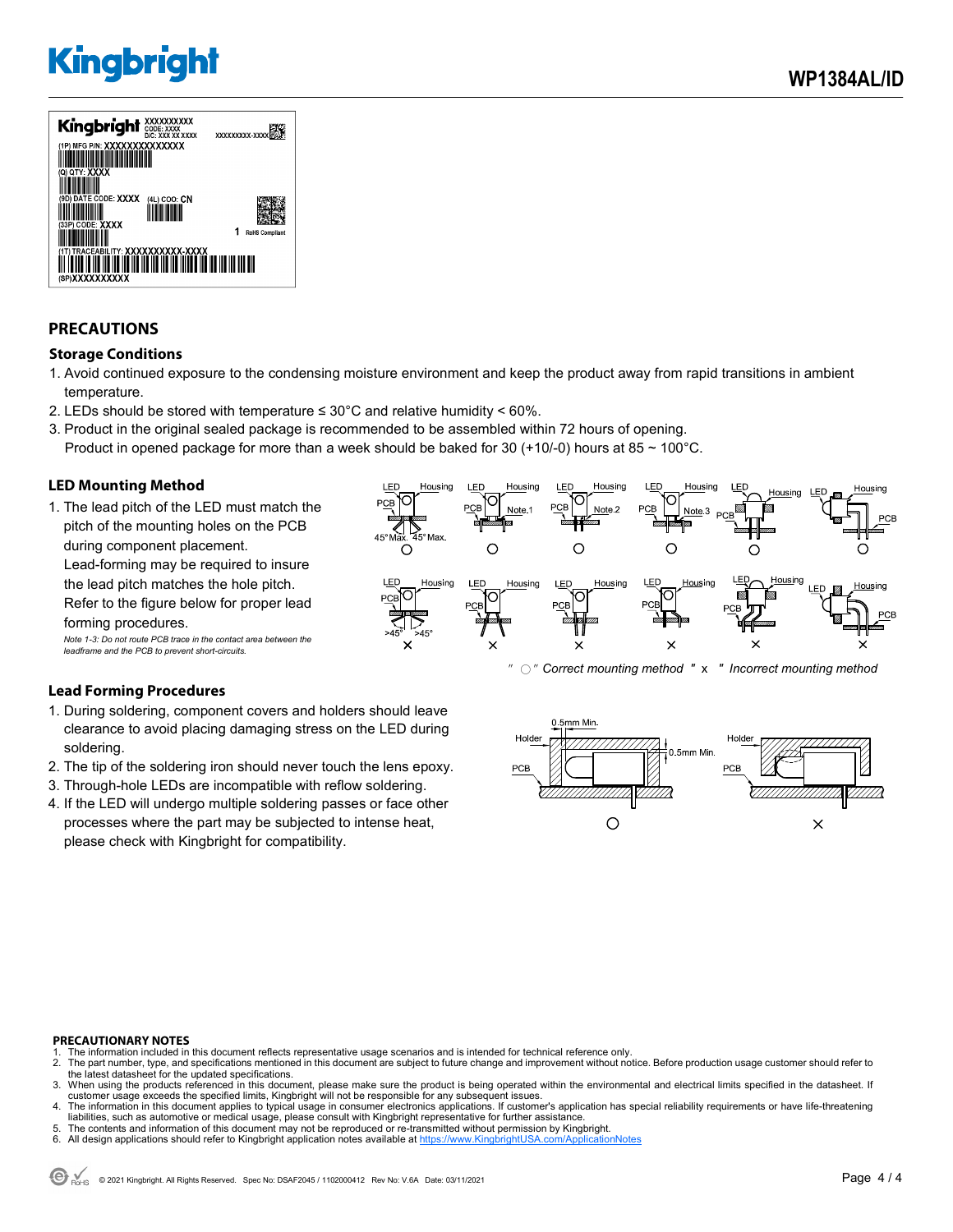## PRECAUTIONS

### Storage Conditions

1. Avoid continued exposure to the condensing moisture environment and keep the product away from rapid transitions in ambient temperature.
2. LEDs should be stored with temperature ≤ 30°C and relative humidity < 60%.
3. Product in the original sealed package is recommended to be assembled within 72 hours of opening.
   Product in opened package for more than a week should be baked for 30 (+10/-0) hours at 85 ~ 100°C.

### LED Mounting Method

1. The lead pitch of the LED must match the pitch of the mounting holes on the PCB during component placement. Lead-forming may be required to insure the lead pitch matches the hole pitch. Refer to the figure below for proper lead forming procedures.

*Note 1-3: Do not route PCB trace in the contact area between the leadframe and the PCB to prevent short-circuits.*

LED Housing PCB 45° Max. 45° Max.
Note.1
Note.2
Note.3
>45° >45°

*" ○ " Correct mounting method " x " Incorrect mounting method*

### Lead Forming Procedures

1. During soldering, component covers and holders should leave clearance to avoid placing damaging stress on the LED during soldering.
2. The tip of the soldering iron should never touch the lens epoxy.
3. Through-hole LEDs are incompatible with reflow soldering.
4. If the LED will undergo multiple soldering passes or face other processes where the part may be subjected to intense heat, please check with Kingbright for compatibility.

0.5mm Min.
Holder
PCB
0.5mm Min.

### PRECAUTIONARY NOTES

1. The information included in this document reflects representative usage scenarios and is intended for technical reference only.
2. The part number, type, and specifications mentioned in this document are subject to future change and improvement without notice. Before production usage customer should refer to the latest datasheet for the updated specifications.
3. When using the products referenced in this document, please make sure the product is being operated within the environmental and electrical limits specified in the datasheet. If customer usage exceeds the specified limits, Kingbright will not be responsible for any subsequent issues.
4. The information in this document applies to typical usage in consumer electronics applications. If customer's application has special reliability requirements or have life-threatening liabilities, such as automotive or medical usage, please consult with Kingbright representative for further assistance.
5. The contents and information of this document may not be reproduced or re-transmitted without permission by Kingbright.
6. All design applications should refer to Kingbright application notes available at https://www.KingbrightUSA.com/ApplicationNotes

© 2021 Kingbright. All Rights Reserved. Spec No: DSAF2045 / 1102000412 Rev No: V.6A Date: 03/11/2021